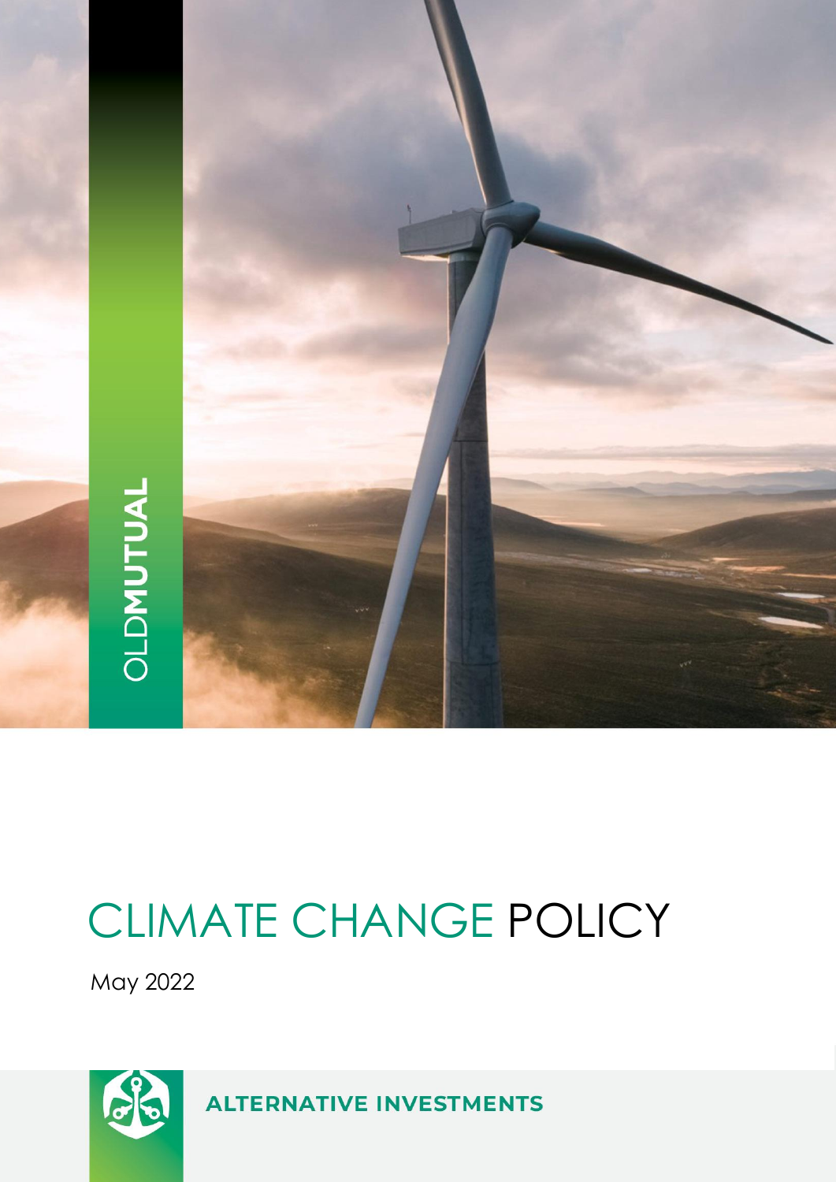OLDMUTUAL

# CLIMATE CHANGE POLICY

May 2022

**ALTERNATIVE INVESTMENTS**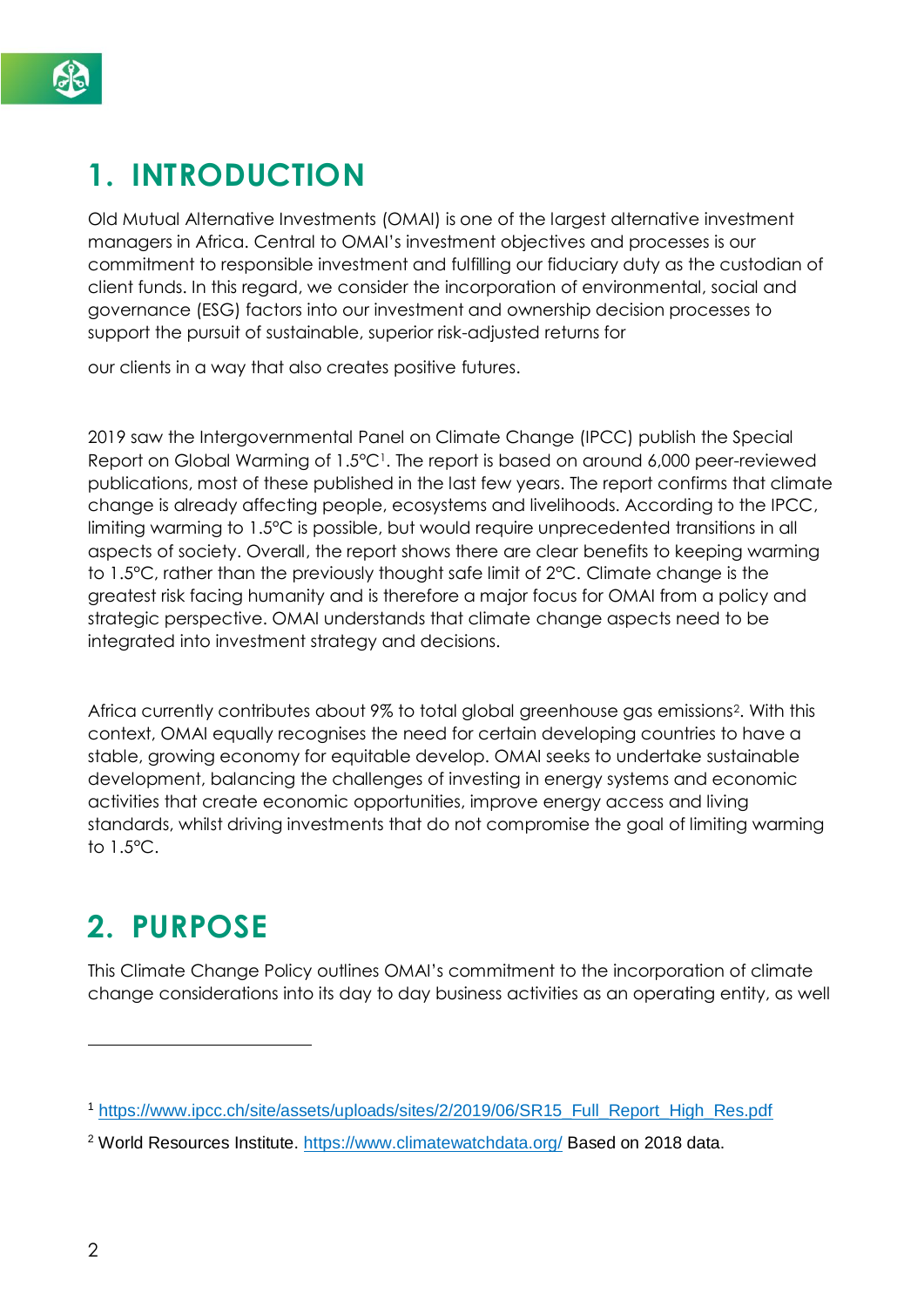# 1. INTRODUCTION

Old Mutual Alternative Investments (OMAI) is one of the largest alternative investment managers in Africa. Central to OMAI's investment objectives and processes is our commitment to responsible investment and fulfilling our fiduciary duty as the custodian of client funds. In this regard, we consider the incorporation of environmental, social and governance (ESG) factors into our investment and ownership decision processes to support the pursuit of sustainable, superior risk-adjusted returns for our clients in a way that also creates positive futures.

2019 saw the Intergovernmental Panel on Climate Change (IPCC) publish the Special Report on Global Warming of 1.5°C[1]. The report is based on around 6,000 peer-reviewed publications, most of these published in the last few years. The report confirms that climate change is already affecting people, ecosystems and livelihoods. According to the IPCC, limiting warming to 1.5°C is possible, but would require unprecedented transitions in all aspects of society. Overall, the report shows there are clear benefits to keeping warming to 1.5°C, rather than the previously thought safe limit of 2°C. Climate change is the greatest risk facing humanity and is therefore a major focus for OMAI from a policy and strategic perspective. OMAI understands that climate change aspects need to be integrated into investment strategy and decisions.

Africa currently contributes about 9% to total global greenhouse gas emissions[2]. With this context, OMAI equally recognises the need for certain developing countries to have a stable, growing economy for equitable develop. OMAI seeks to undertake sustainable development, balancing the challenges of investing in energy systems and economic activities that create economic opportunities, improve energy access and living standards, whilst driving investments that do not compromise the goal of limiting warming to 1.5°C.

# 2. PURPOSE

This Climate Change Policy outlines OMAI's commitment to the incorporation of climate change considerations into its day to day business activities as an operating entity, as well

---

[1] https://www.ipcc.ch/site/assets/uploads/sites/2/2019/06/SR15_Full_Report_High_Res.pdf

[2] World Resources Institute. https://www.climatewatchdata.org/ Based on 2018 data.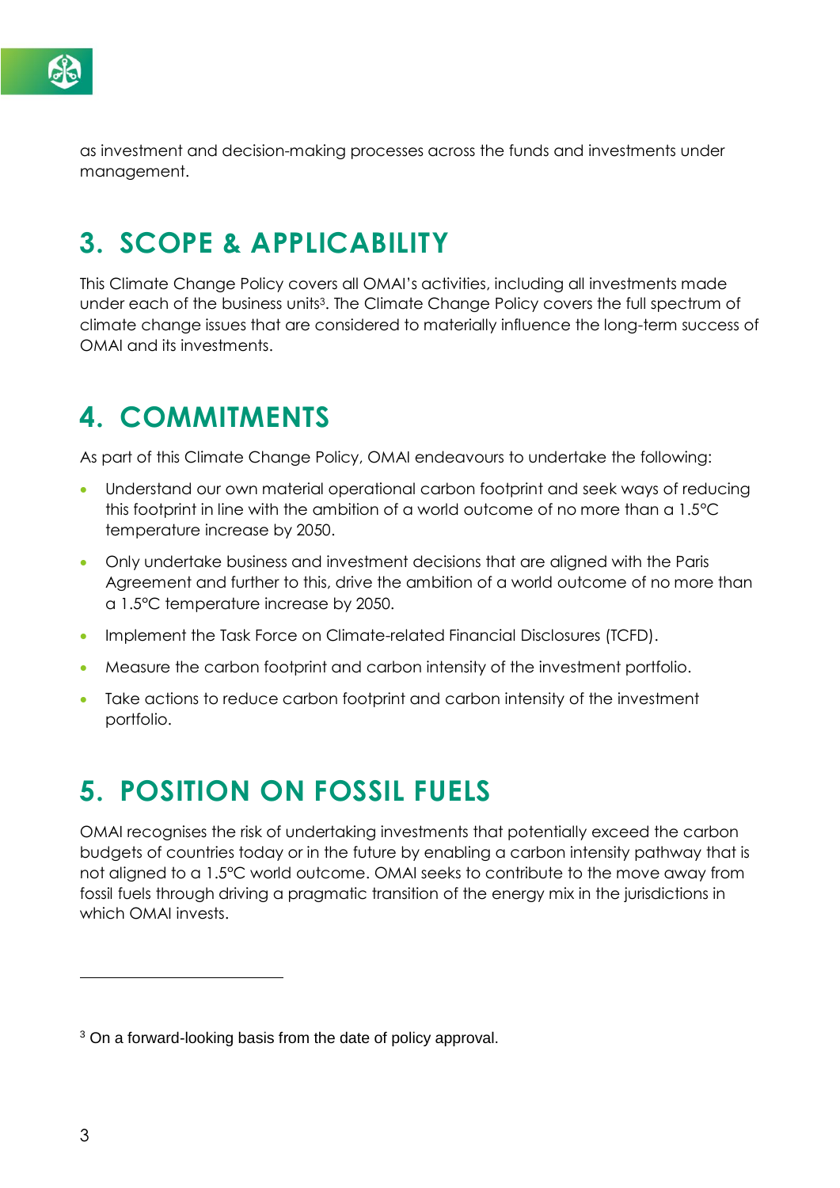as investment and decision-making processes across the funds and investments under management.

## 3. SCOPE & APPLICABILITY

This Climate Change Policy covers all OMAI's activities, including all investments made under each of the business units[3]. The Climate Change Policy covers the full spectrum of climate change issues that are considered to materially influence the long-term success of OMAI and its investments.

## 4. COMMITMENTS

As part of this Climate Change Policy, OMAI endeavours to undertake the following:

- Understand our own material operational carbon footprint and seek ways of reducing this footprint in line with the ambition of a world outcome of no more than a 1.5°C temperature increase by 2050.
- Only undertake business and investment decisions that are aligned with the Paris Agreement and further to this, drive the ambition of a world outcome of no more than a 1.5°C temperature increase by 2050.
- Implement the Task Force on Climate-related Financial Disclosures (TCFD).
- Measure the carbon footprint and carbon intensity of the investment portfolio.
- Take actions to reduce carbon footprint and carbon intensity of the investment portfolio.

## 5. POSITION ON FOSSIL FUELS

OMAI recognises the risk of undertaking investments that potentially exceed the carbon budgets of countries today or in the future by enabling a carbon intensity pathway that is not aligned to a 1.5°C world outcome. OMAI seeks to contribute to the move away from fossil fuels through driving a pragmatic transition of the energy mix in the jurisdictions in which OMAI invests.

---

[3] On a forward-looking basis from the date of policy approval.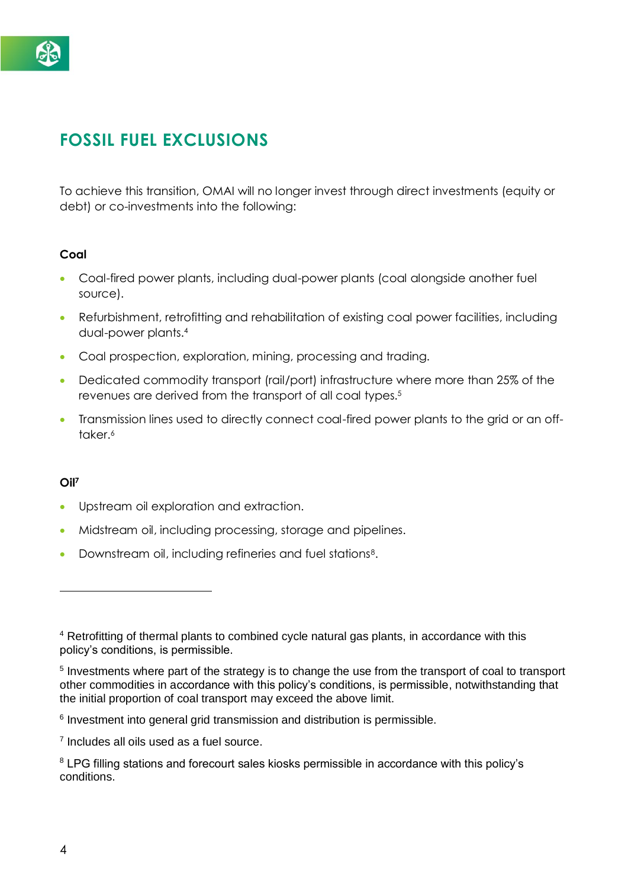# FOSSIL FUEL EXCLUSIONS

To achieve this transition, OMAI will no longer invest through direct investments (equity or debt) or co-investments into the following:

### Coal

- Coal-fired power plants, including dual-power plants (coal alongside another fuel source).
- Refurbishment, retrofitting and rehabilitation of existing coal power facilities, including dual-power plants.[4]
- Coal prospection, exploration, mining, processing and trading.
- Dedicated commodity transport (rail/port) infrastructure where more than 25% of the revenues are derived from the transport of all coal types.[5]
- Transmission lines used to directly connect coal-fired power plants to the grid or an off-taker.[6]

### Oil[7]

- Upstream oil exploration and extraction.
- Midstream oil, including processing, storage and pipelines.
- Downstream oil, including refineries and fuel stations[8].

---

[4] Retrofitting of thermal plants to combined cycle natural gas plants, in accordance with this policy's conditions, is permissible.

[5] Investments where part of the strategy is to change the use from the transport of coal to transport other commodities in accordance with this policy's conditions, is permissible, notwithstanding that the initial proportion of coal transport may exceed the above limit.

[6] Investment into general grid transmission and distribution is permissible.

[7] Includes all oils used as a fuel source.

[8] LPG filling stations and forecourt sales kiosks permissible in accordance with this policy's conditions.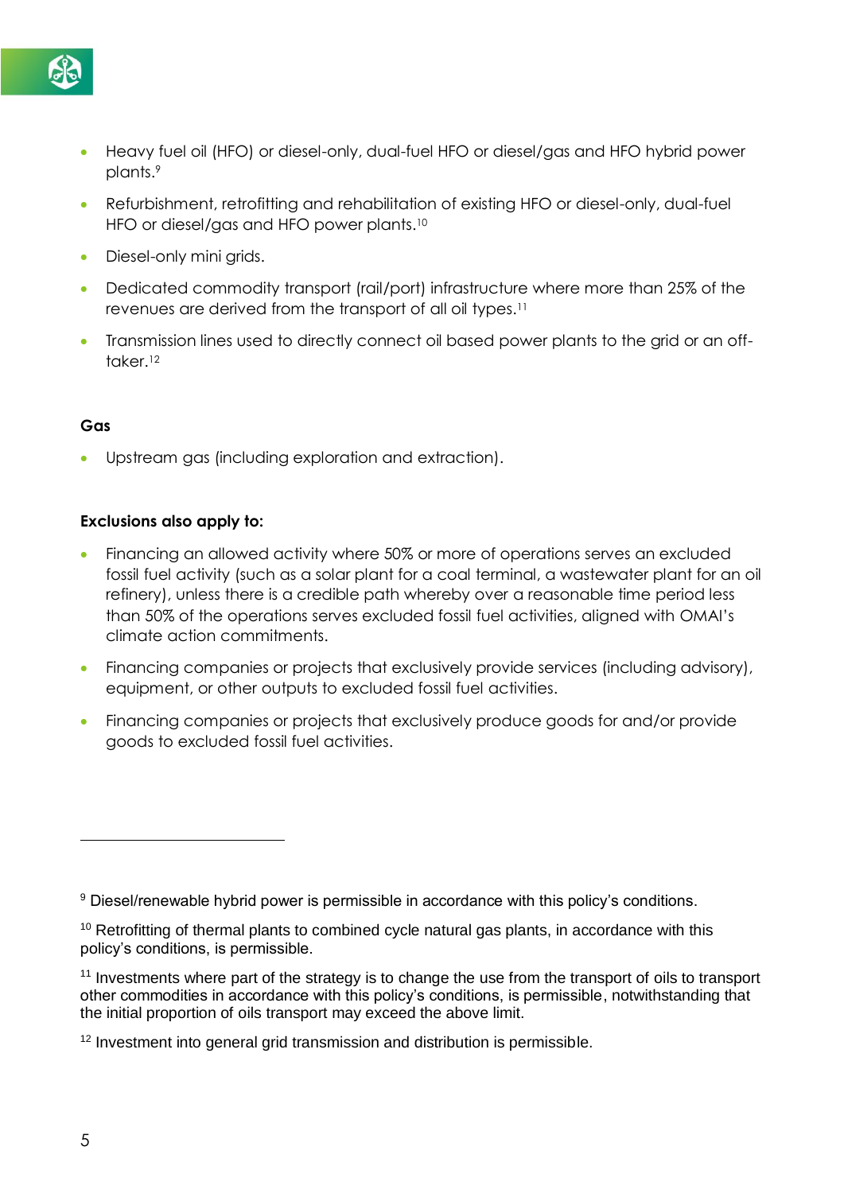- Heavy fuel oil (HFO) or diesel-only, dual-fuel HFO or diesel/gas and HFO hybrid power plants.[9]
- Refurbishment, retrofitting and rehabilitation of existing HFO or diesel-only, dual-fuel HFO or diesel/gas and HFO power plants.[10]
- Diesel-only mini grids.
- Dedicated commodity transport (rail/port) infrastructure where more than 25% of the revenues are derived from the transport of all oil types.[11]
- Transmission lines used to directly connect oil based power plants to the grid or an off-taker.[12]

**Gas**

- Upstream gas (including exploration and extraction).

**Exclusions also apply to:**

- Financing an allowed activity where 50% or more of operations serves an excluded fossil fuel activity (such as a solar plant for a coal terminal, a wastewater plant for an oil refinery), unless there is a credible path whereby over a reasonable time period less than 50% of the operations serves excluded fossil fuel activities, aligned with OMAI's climate action commitments.
- Financing companies or projects that exclusively provide services (including advisory), equipment, or other outputs to excluded fossil fuel activities.
- Financing companies or projects that exclusively produce goods for and/or provide goods to excluded fossil fuel activities.

---

[9] Diesel/renewable hybrid power is permissible in accordance with this policy's conditions.

[10] Retrofitting of thermal plants to combined cycle natural gas plants, in accordance with this policy's conditions, is permissible.

[11] Investments where part of the strategy is to change the use from the transport of oils to transport other commodities in accordance with this policy's conditions, is permissible, notwithstanding that the initial proportion of oils transport may exceed the above limit.

[12] Investment into general grid transmission and distribution is permissible.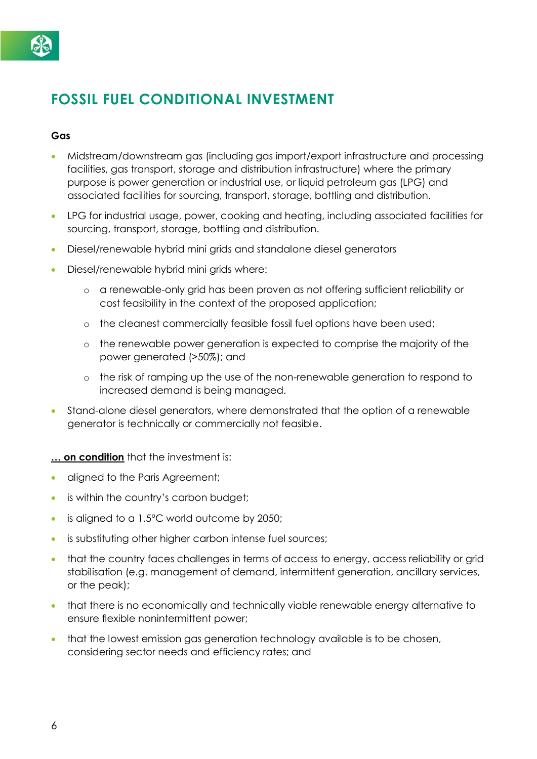# FOSSIL FUEL CONDITIONAL INVESTMENT

**Gas**

- Midstream/downstream gas (including gas import/export infrastructure and processing facilities, gas transport, storage and distribution infrastructure) where the primary purpose is power generation or industrial use, or liquid petroleum gas (LPG) and associated facilities for sourcing, transport, storage, bottling and distribution.
- LPG for industrial usage, power, cooking and heating, including associated facilities for sourcing, transport, storage, bottling and distribution.
- Diesel/renewable hybrid mini grids and standalone diesel generators
- Diesel/renewable hybrid mini grids where:
    - a renewable-only grid has been proven as not offering sufficient reliability or cost feasibility in the context of the proposed application;
    - the cleanest commercially feasible fossil fuel options have been used;
    - the renewable power generation is expected to comprise the majority of the power generated (>50%); and
    - the risk of ramping up the use of the non-renewable generation to respond to increased demand is being managed.
- Stand-alone diesel generators, where demonstrated that the option of a renewable generator is technically or commercially not feasible.

**<u>… on condition</u>** that the investment is:

- aligned to the Paris Agreement;
- is within the country's carbon budget;
- is aligned to a 1.5°C world outcome by 2050;
- is substituting other higher carbon intense fuel sources;
- that the country faces challenges in terms of access to energy, access reliability or grid stabilisation (e.g. management of demand, intermittent generation, ancillary services, or the peak);
- that there is no economically and technically viable renewable energy alternative to ensure flexible nonintermittent power;
- that the lowest emission gas generation technology available is to be chosen, considering sector needs and efficiency rates; and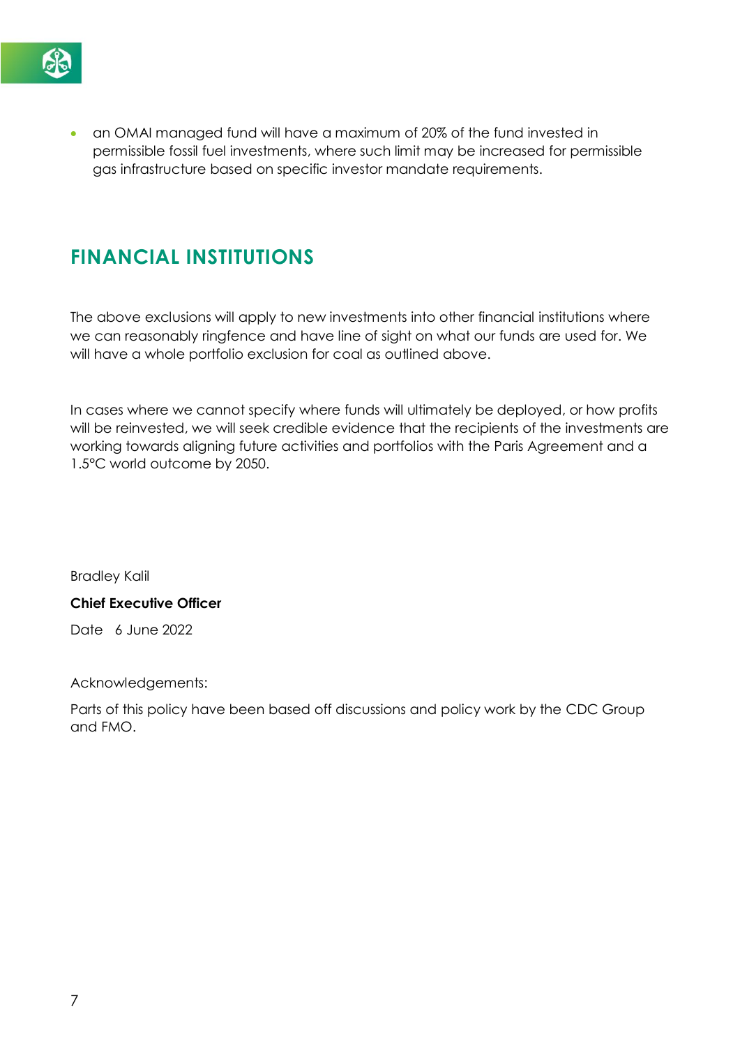- an OMAI managed fund will have a maximum of 20% of the fund invested in permissible fossil fuel investments, where such limit may be increased for permissible gas infrastructure based on specific investor mandate requirements.

## FINANCIAL INSTITUTIONS

The above exclusions will apply to new investments into other financial institutions where we can reasonably ringfence and have line of sight on what our funds are used for. We will have a whole portfolio exclusion for coal as outlined above.

In cases where we cannot specify where funds will ultimately be deployed, or how profits will be reinvested, we will seek credible evidence that the recipients of the investments are working towards aligning future activities and portfolios with the Paris Agreement and a 1.5°C world outcome by 2050.

Bradley Kalil

**Chief Executive Officer**

Date 6 June 2022

Acknowledgements:

Parts of this policy have been based off discussions and policy work by the CDC Group and FMO.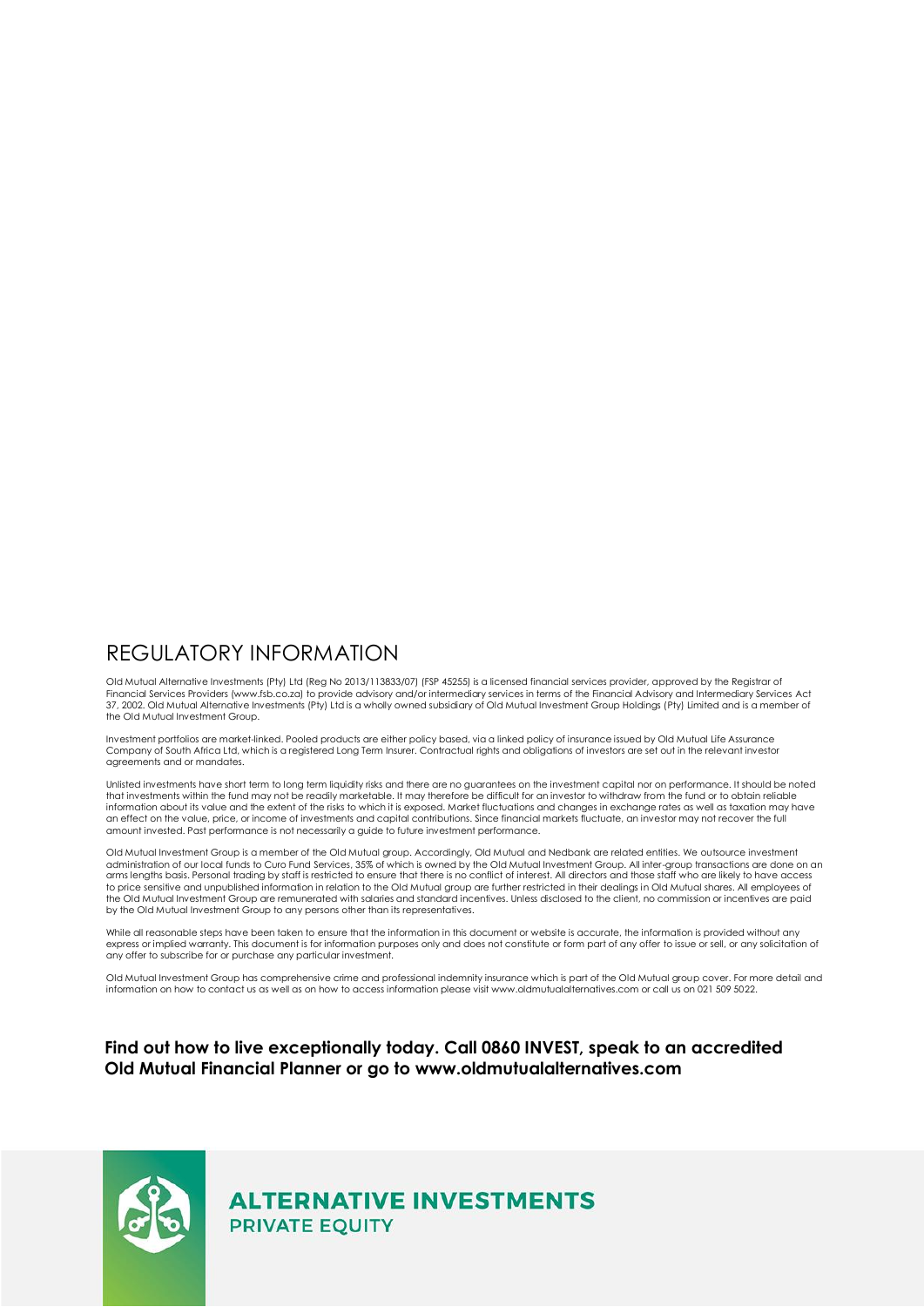# REGULATORY INFORMATION

Old Mutual Alternative Investments (Pty) Ltd (Reg No 2013/113833/07) (FSP 45255) is a licensed financial services provider, approved by the Registrar of Financial Services Providers (www.fsb.co.za) to provide advisory and/or intermediary services in terms of the Financial Advisory and Intermediary Services Act 37, 2002. Old Mutual Alternative Investments (Pty) Ltd is a wholly owned subsidiary of Old Mutual Investment Group Holdings (Pty) Limited and is a member of the Old Mutual Investment Group.

Investment portfolios are market-linked. Pooled products are either policy based, via a linked policy of insurance issued by Old Mutual Life Assurance Company of South Africa Ltd, which is a registered Long Term Insurer. Contractual rights and obligations of investors are set out in the relevant investor agreements and or mandates.

Unlisted investments have short term to long term liquidity risks and there are no guarantees on the investment capital nor on performance. It should be noted that investments within the fund may not be readily marketable. It may therefore be difficult for an investor to withdraw from the fund or to obtain reliable information about its value and the extent of the risks to which it is exposed. Market fluctuations and changes in exchange rates as well as taxation may have an effect on the value, price, or income of investments and capital contributions. Since financial markets fluctuate, an investor may not recover the full amount invested. Past performance is not necessarily a guide to future investment performance.

Old Mutual Investment Group is a member of the Old Mutual group. Accordingly, Old Mutual and Nedbank are related entities. We outsource investment administration of our local funds to Curo Fund Services, 35% of which is owned by the Old Mutual Investment Group. All inter-group transactions are done on an arms lengths basis. Personal trading by staff is restricted to ensure that there is no conflict of interest. All directors and those staff who are likely to have access to price sensitive and unpublished information in relation to the Old Mutual group are further restricted in their dealings in Old Mutual shares. All employees of the Old Mutual Investment Group are remunerated with salaries and standard incentives. Unless disclosed to the client, no commission or incentives are paid by the Old Mutual Investment Group to any persons other than its representatives.

While all reasonable steps have been taken to ensure that the information in this document or website is accurate, the information is provided without any express or implied warranty. This document is for information purposes only and does not constitute or form part of any offer to issue or sell, or any solicitation of any offer to subscribe for or purchase any particular investment.

Old Mutual Investment Group has comprehensive crime and professional indemnity insurance which is part of the Old Mutual group cover. For more detail and information on how to contact us as well as on how to access information please visit www.oldmutualalternatives.com or call us on 021 509 5022.

**Find out how to live exceptionally today. Call 0860 INVEST, speak to an accredited Old Mutual Financial Planner or go to www.oldmutualalternatives.com**

**ALTERNATIVE INVESTMENTS**
**PRIVATE EQUITY**